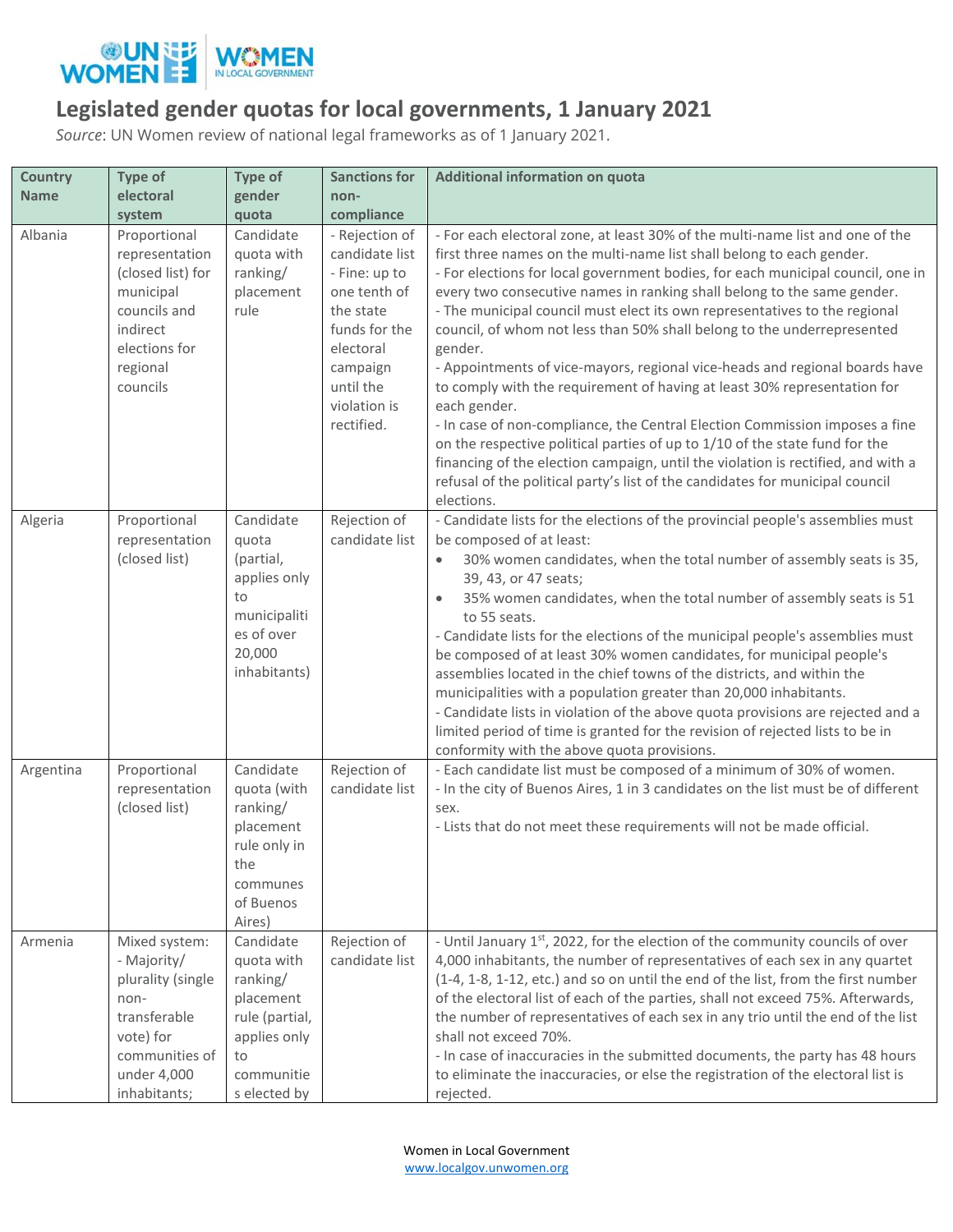# Legislated gender quotas for local governments, 1 January 2021

*Source*: UN Women review of national legal frameworks as of 1 January 2021.

| Country Name | Type of electoral system | Type of gender quota | Sanctions for non-compliance | Additional information on quota |
|---|---|---|---|---|
| Albania | Proportional representation (closed list) for municipal councils and indirect elections for regional councils | Candidate quota with ranking/ placement rule | - Rejection of candidate list<br>- Fine: up to one tenth of the state funds for the electoral campaign until the violation is rectified. | - For each electoral zone, at least 30% of the multi-name list and one of the first three names on the multi-name list shall belong to each gender.<br>- For elections for local government bodies, for each municipal council, one in every two consecutive names in ranking shall belong to the same gender.<br>- The municipal council must elect its own representatives to the regional council, of whom not less than 50% shall belong to the underrepresented gender.<br>- Appointments of vice-mayors, regional vice-heads and regional boards have to comply with the requirement of having at least 30% representation for each gender.<br>- In case of non-compliance, the Central Election Commission imposes a fine on the respective political parties of up to 1/10 of the state fund for the financing of the election campaign, until the violation is rectified, and with a refusal of the political party's list of the candidates for municipal council elections. |
| Algeria | Proportional representation (closed list) | Candidate quota (partial, applies only to municipalities of over 20,000 inhabitants) | Rejection of candidate list | - Candidate lists for the elections of the provincial people's assemblies must be composed of at least:<br>• 30% women candidates, when the total number of assembly seats is 35, 39, 43, or 47 seats;<br>• 35% women candidates, when the total number of assembly seats is 51 to 55 seats.<br>- Candidate lists for the elections of the municipal people's assemblies must be composed of at least 30% women candidates, for municipal people's assemblies located in the chief towns of the districts, and within the municipalities with a population greater than 20,000 inhabitants.<br>- Candidate lists in violation of the above quota provisions are rejected and a limited period of time is granted for the revision of rejected lists to be in conformity with the above quota provisions. |
| Argentina | Proportional representation (closed list) | Candidate quota (with ranking/ placement rule only in the communes of Buenos Aires) | Rejection of candidate list | - Each candidate list must be composed of a minimum of 30% of women.<br>- In the city of Buenos Aires, 1 in 3 candidates on the list must be of different sex.<br>- Lists that do not meet these requirements will not be made official. |
| Armenia | Mixed system:<br>- Majority/ plurality (single non-transferable vote) for communities of under 4,000 inhabitants; | Candidate quota with ranking/ placement rule (partial, applies only to communities elected by | Rejection of candidate list | - Until January 1st, 2022, for the election of the community councils of over 4,000 inhabitants, the number of representatives of each sex in any quartet (1-4, 1-8, 1-12, etc.) and so on until the end of the list, from the first number of the electoral list of each of the parties, shall not exceed 75%. Afterwards, the number of representatives of each sex in any trio until the end of the list shall not exceed 70%.<br>- In case of inaccuracies in the submitted documents, the party has 48 hours to eliminate the inaccuracies, or else the registration of the electoral list is rejected. |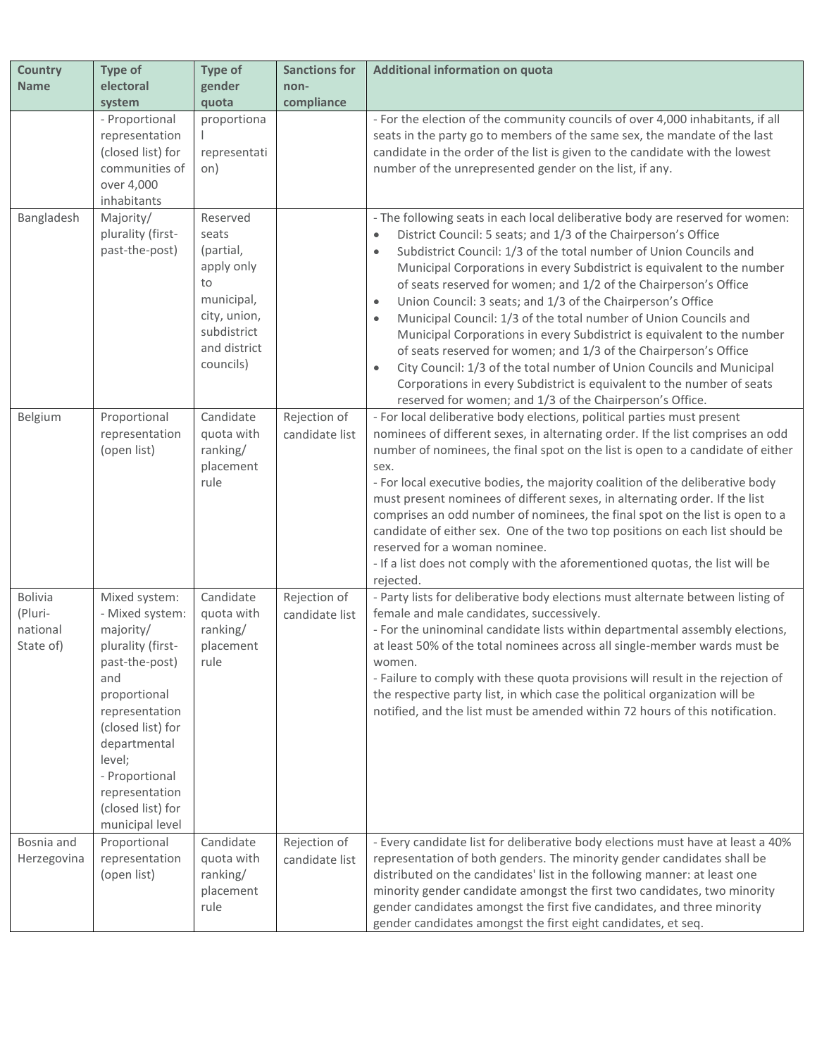| Country Name | Type of electoral system | Type of gender quota | Sanctions for non-compliance | Additional information on quota |
|---|---|---|---|---|
| | - Proportional representation (closed list) for communities of over 4,000 inhabitants | proportional representation) | | - For the election of the community councils of over 4,000 inhabitants, if all seats in the party go to members of the same sex, the mandate of the last candidate in the order of the list is given to the candidate with the lowest number of the unrepresented gender on the list, if any. |
| Bangladesh | Majority/ plurality (first-past-the-post) | Reserved seats (partial, apply only to municipal, city, union, subdistrict and district councils) | | - The following seats in each local deliberative body are reserved for women:<br>• District Council: 5 seats; and 1/3 of the Chairperson's Office<br>• Subdistrict Council: 1/3 of the total number of Union Councils and Municipal Corporations in every Subdistrict is equivalent to the number of seats reserved for women; and 1/2 of the Chairperson's Office<br>• Union Council: 3 seats; and 1/3 of the Chairperson's Office<br>• Municipal Council: 1/3 of the total number of Union Councils and Municipal Corporations in every Subdistrict is equivalent to the number of seats reserved for women; and 1/3 of the Chairperson's Office<br>• City Council: 1/3 of the total number of Union Councils and Municipal Corporations in every Subdistrict is equivalent to the number of seats reserved for women; and 1/3 of the Chairperson's Office. |
| Belgium | Proportional representation (open list) | Candidate quota with ranking/ placement rule | Rejection of candidate list | - For local deliberative body elections, political parties must present nominees of different sexes, in alternating order. If the list comprises an odd number of nominees, the final spot on the list is open to a candidate of either sex.<br>- For local executive bodies, the majority coalition of the deliberative body must present nominees of different sexes, in alternating order. If the list comprises an odd number of nominees, the final spot on the list is open to a candidate of either sex. One of the two top positions on each list should be reserved for a woman nominee.<br>- If a list does not comply with the aforementioned quotas, the list will be rejected. |
| Bolivia (Plurinational State of) | Mixed system:<br>- Mixed system: majority/ plurality (first-past-the-post) and proportional representation (closed list) for departmental level;<br>- Proportional representation (closed list) for municipal level | Candidate quota with ranking/ placement rule | Rejection of candidate list | - Party lists for deliberative body elections must alternate between listing of female and male candidates, successively.<br>- For the uninominal candidate lists within departmental assembly elections, at least 50% of the total nominees across all single-member wards must be women.<br>- Failure to comply with these quota provisions will result in the rejection of the respective party list, in which case the political organization will be notified, and the list must be amended within 72 hours of this notification. |
| Bosnia and Herzegovina | Proportional representation (open list) | Candidate quota with ranking/ placement rule | Rejection of candidate list | - Every candidate list for deliberative body elections must have at least a 40% representation of both genders. The minority gender candidates shall be distributed on the candidates' list in the following manner: at least one minority gender candidate amongst the first two candidates, two minority gender candidates amongst the first five candidates, and three minority gender candidates amongst the first eight candidates, et seq. |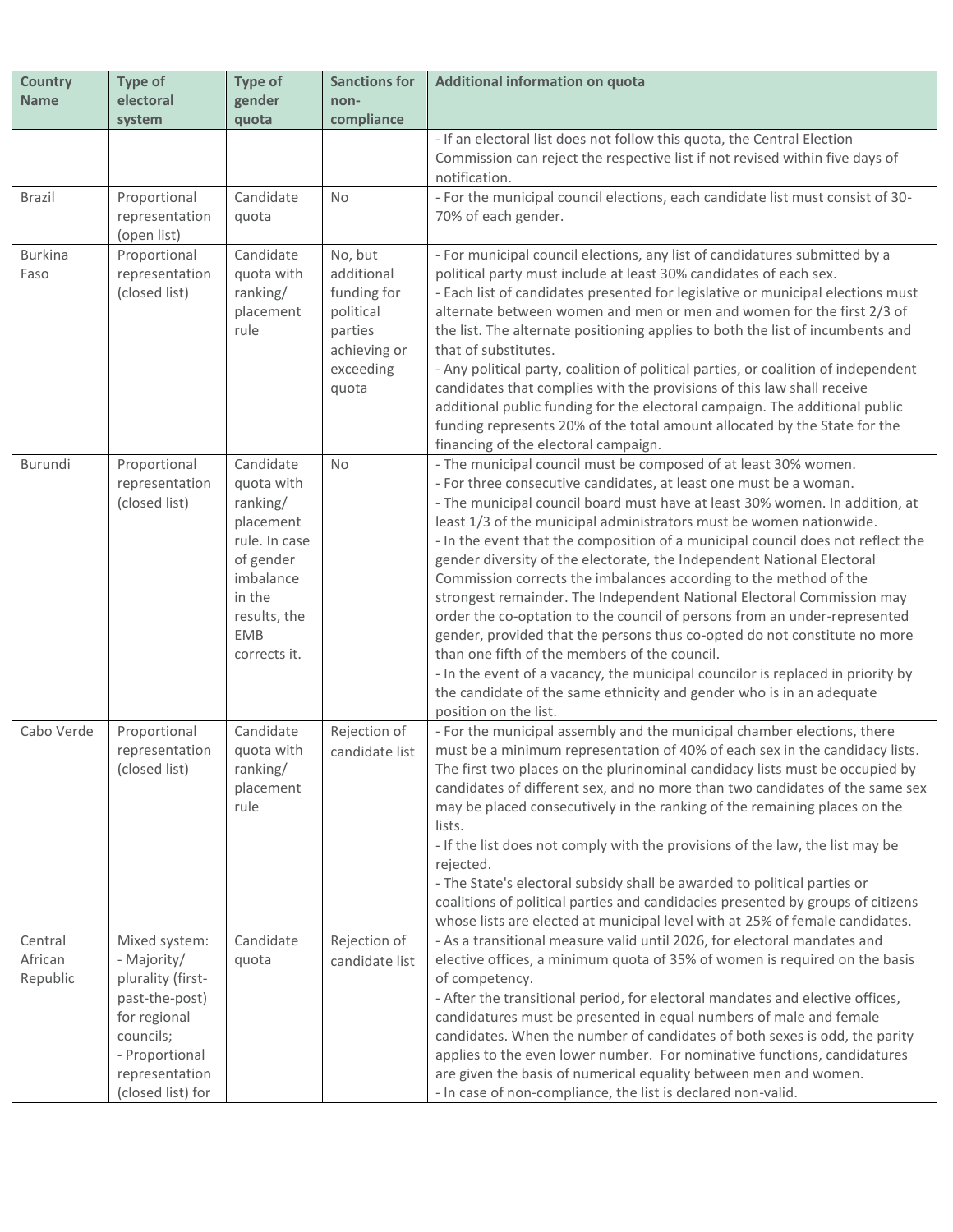| Country Name | Type of electoral system | Type of gender quota | Sanctions for non-compliance | Additional information on quota |
|---|---|---|---|---|
| | | | | - If an electoral list does not follow this quota, the Central Election Commission can reject the respective list if not revised within five days of notification. |
| Brazil | Proportional representation (open list) | Candidate quota | No | - For the municipal council elections, each candidate list must consist of 30-70% of each gender. |
| Burkina Faso | Proportional representation (closed list) | Candidate quota with ranking/ placement rule | No, but additional funding for political parties achieving or exceeding quota | - For municipal council elections, any list of candidatures submitted by a political party must include at least 30% candidates of each sex.<br>- Each list of candidates presented for legislative or municipal elections must alternate between women and men or men and women for the first 2/3 of the list. The alternate positioning applies to both the list of incumbents and that of substitutes.<br>- Any political party, coalition of political parties, or coalition of independent candidates that complies with the provisions of this law shall receive additional public funding for the electoral campaign. The additional public funding represents 20% of the total amount allocated by the State for the financing of the electoral campaign. |
| Burundi | Proportional representation (closed list) | Candidate quota with ranking/ placement rule. In case of gender imbalance in the results, the EMB corrects it. | No | - The municipal council must be composed of at least 30% women.<br>- For three consecutive candidates, at least one must be a woman.<br>- The municipal council board must have at least 30% women. In addition, at least 1/3 of the municipal administrators must be women nationwide.<br>- In the event that the composition of a municipal council does not reflect the gender diversity of the electorate, the Independent National Electoral Commission corrects the imbalances according to the method of the strongest remainder. The Independent National Electoral Commission may order the co-optation to the council of persons from an under-represented gender, provided that the persons thus co-opted do not constitute no more than one fifth of the members of the council.<br>- In the event of a vacancy, the municipal councilor is replaced in priority by the candidate of the same ethnicity and gender who is in an adequate position on the list. |
| Cabo Verde | Proportional representation (closed list) | Candidate quota with ranking/ placement rule | Rejection of candidate list | - For the municipal assembly and the municipal chamber elections, there must be a minimum representation of 40% of each sex in the candidacy lists. The first two places on the plurinominal candidacy lists must be occupied by candidates of different sex, and no more than two candidates of the same sex may be placed consecutively in the ranking of the remaining places on the lists.<br>- If the list does not comply with the provisions of the law, the list may be rejected.<br>- The State's electoral subsidy shall be awarded to political parties or coalitions of political parties and candidacies presented by groups of citizens whose lists are elected at municipal level with at 25% of female candidates. |
| Central African Republic | Mixed system:<br>- Majority/ plurality (first-past-the-post) for regional councils;<br>- Proportional representation (closed list) for | Candidate quota | Rejection of candidate list | - As a transitional measure valid until 2026, for electoral mandates and elective offices, a minimum quota of 35% of women is required on the basis of competency.<br>- After the transitional period, for electoral mandates and elective offices, candidatures must be presented in equal numbers of male and female candidates. When the number of candidates of both sexes is odd, the parity applies to the even lower number. For nominative functions, candidatures are given the basis of numerical equality between men and women.<br>- In case of non-compliance, the list is declared non-valid. |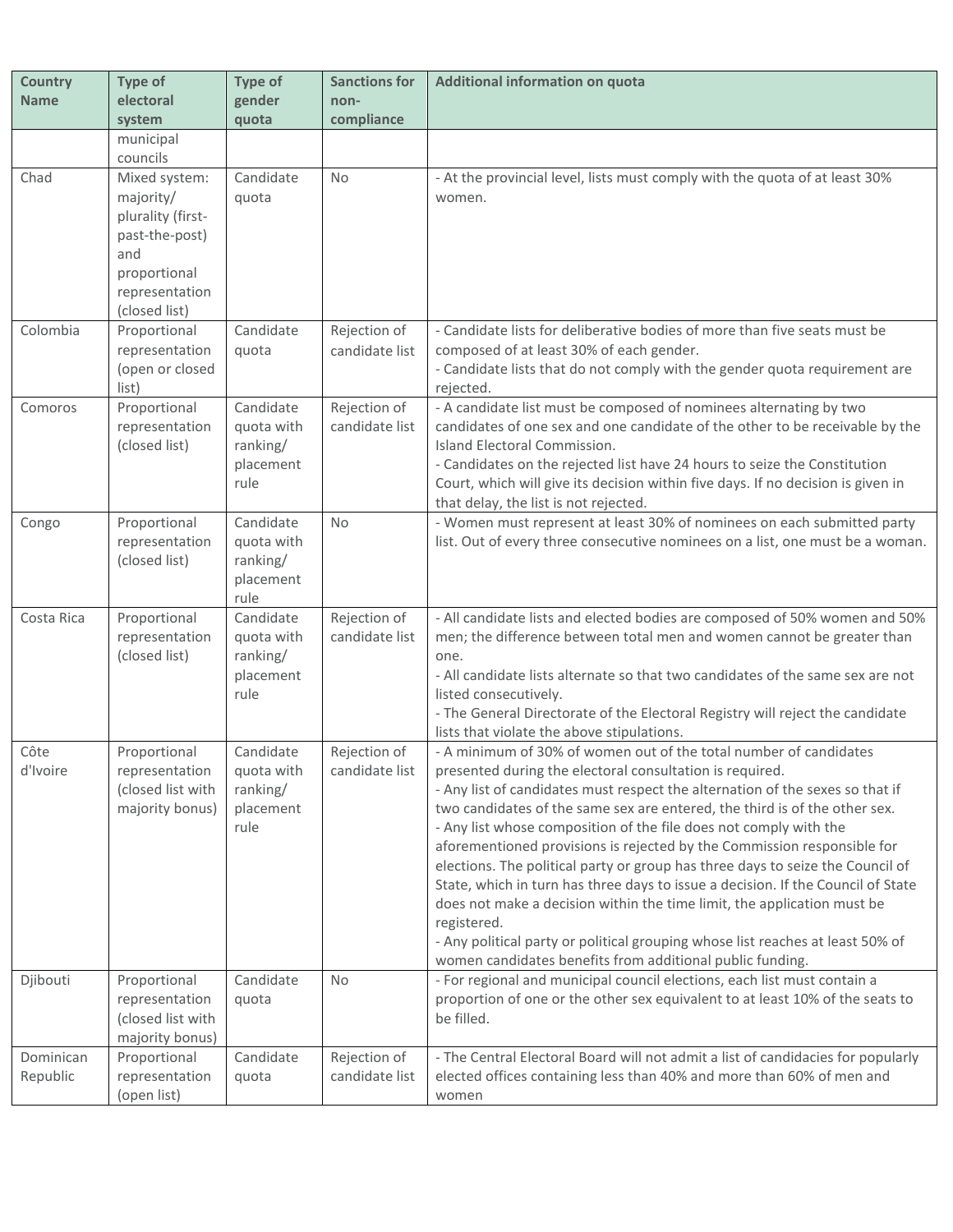| Country Name | Type of electoral system | Type of gender quota | Sanctions for non-compliance | Additional information on quota |
|---|---|---|---|---|
| | municipal councils | | | |
| Chad | Mixed system: majority/ plurality (first-past-the-post) and proportional representation (closed list) | Candidate quota | No | - At the provincial level, lists must comply with the quota of at least 30% women. |
| Colombia | Proportional representation (open or closed list) | Candidate quota | Rejection of candidate list | - Candidate lists for deliberative bodies of more than five seats must be composed of at least 30% of each gender.<br>- Candidate lists that do not comply with the gender quota requirement are rejected. |
| Comoros | Proportional representation (closed list) | Candidate quota with ranking/ placement rule | Rejection of candidate list | - A candidate list must be composed of nominees alternating by two candidates of one sex and one candidate of the other to be receivable by the Island Electoral Commission.<br>- Candidates on the rejected list have 24 hours to seize the Constitution Court, which will give its decision within five days. If no decision is given in that delay, the list is not rejected. |
| Congo | Proportional representation (closed list) | Candidate quota with ranking/ placement rule | No | - Women must represent at least 30% of nominees on each submitted party list. Out of every three consecutive nominees on a list, one must be a woman. |
| Costa Rica | Proportional representation (closed list) | Candidate quota with ranking/ placement rule | Rejection of candidate list | - All candidate lists and elected bodies are composed of 50% women and 50% men; the difference between total men and women cannot be greater than one.<br>- All candidate lists alternate so that two candidates of the same sex are not listed consecutively.<br>- The General Directorate of the Electoral Registry will reject the candidate lists that violate the above stipulations. |
| Côte d'Ivoire | Proportional representation (closed list with majority bonus) | Candidate quota with ranking/ placement rule | Rejection of candidate list | - A minimum of 30% of women out of the total number of candidates presented during the electoral consultation is required.<br>- Any list of candidates must respect the alternation of the sexes so that if two candidates of the same sex are entered, the third is of the other sex.<br>- Any list whose composition of the file does not comply with the aforementioned provisions is rejected by the Commission responsible for elections. The political party or group has three days to seize the Council of State, which in turn has three days to issue a decision. If the Council of State does not make a decision within the time limit, the application must be registered.<br>- Any political party or political grouping whose list reaches at least 50% of women candidates benefits from additional public funding. |
| Djibouti | Proportional representation (closed list with majority bonus) | Candidate quota | No | - For regional and municipal council elections, each list must contain a proportion of one or the other sex equivalent to at least 10% of the seats to be filled. |
| Dominican Republic | Proportional representation (open list) | Candidate quota | Rejection of candidate list | - The Central Electoral Board will not admit a list of candidacies for popularly elected offices containing less than 40% and more than 60% of men and women |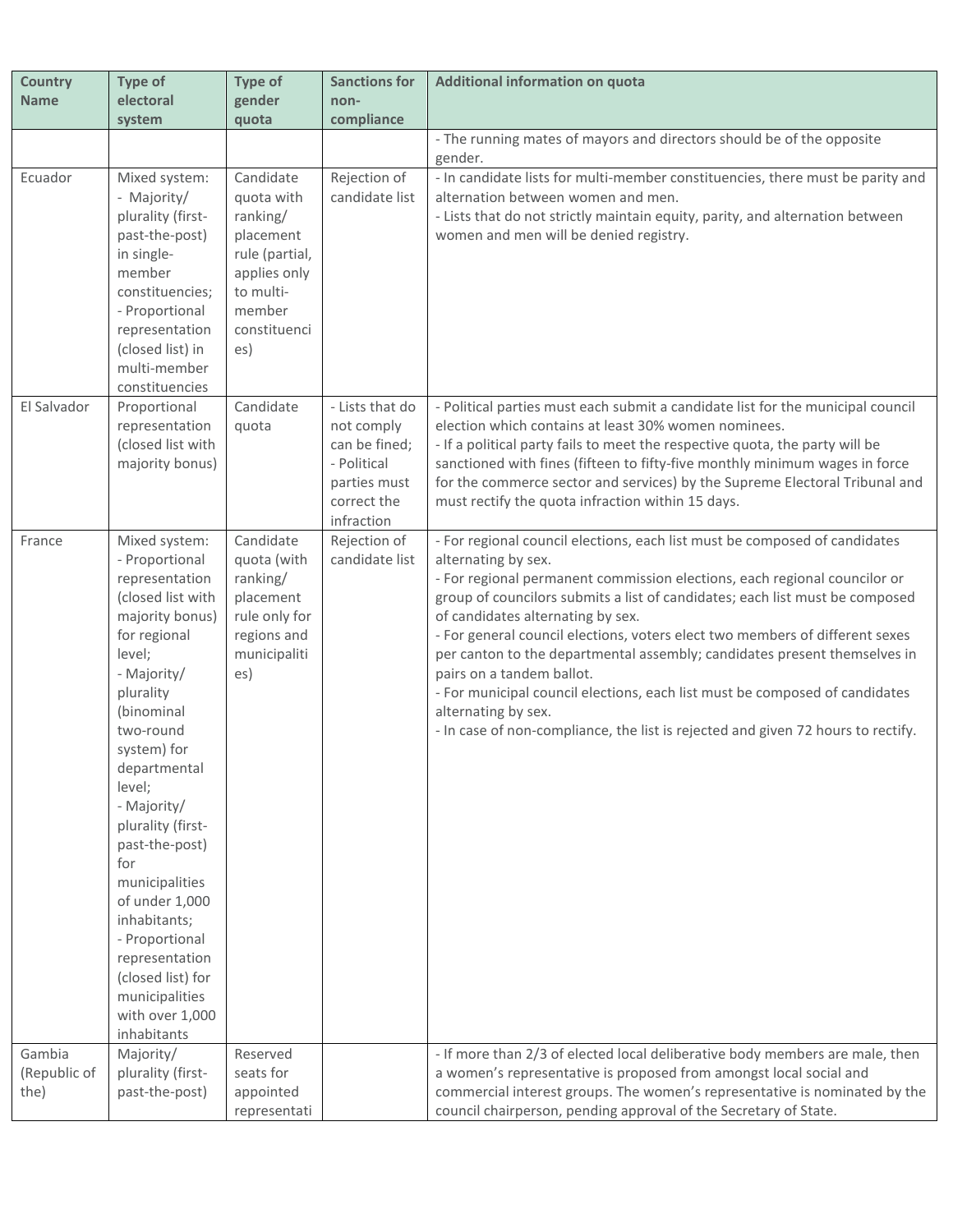| Country Name | Type of electoral system | Type of gender quota | Sanctions for non-compliance | Additional information on quota |
|---|---|---|---|---|
| | | | | - The running mates of mayors and directors should be of the opposite gender. |
| Ecuador | Mixed system: - Majority/ plurality (first-past-the-post) in single-member constituencies; - Proportional representation (closed list) in multi-member constituencies | Candidate quota with ranking/ placement rule (partial, applies only to multi-member constituencies) | Rejection of candidate list | - In candidate lists for multi-member constituencies, there must be parity and alternation between women and men. - Lists that do not strictly maintain equity, parity, and alternation between women and men will be denied registry. |
| El Salvador | Proportional representation (closed list with majority bonus) | Candidate quota | - Lists that do not comply can be fined; - Political parties must correct the infraction | - Political parties must each submit a candidate list for the municipal council election which contains at least 30% women nominees. - If a political party fails to meet the respective quota, the party will be sanctioned with fines (fifteen to fifty-five monthly minimum wages in force for the commerce sector and services) by the Supreme Electoral Tribunal and must rectify the quota infraction within 15 days. |
| France | Mixed system: - Proportional representation (closed list with majority bonus) for regional level; - Majority/ plurality (binominal two-round system) for departmental level; - Majority/ plurality (first-past-the-post) for municipalities of under 1,000 inhabitants; - Proportional representation (closed list) for municipalities with over 1,000 inhabitants | Candidate quota (with ranking/ placement rule only for regions and municipalities) | Rejection of candidate list | - For regional council elections, each list must be composed of candidates alternating by sex. - For regional permanent commission elections, each regional councilor or group of councilors submits a list of candidates; each list must be composed of candidates alternating by sex. - For general council elections, voters elect two members of different sexes per canton to the departmental assembly; candidates present themselves in pairs on a tandem ballot. - For municipal council elections, each list must be composed of candidates alternating by sex. - In case of non-compliance, the list is rejected and given 72 hours to rectify. |
| Gambia (Republic of the) | Majority/ plurality (first-past-the-post) | Reserved seats for appointed representati | | - If more than 2/3 of elected local deliberative body members are male, then a women's representative is proposed from amongst local social and commercial interest groups. The women's representative is nominated by the council chairperson, pending approval of the Secretary of State. |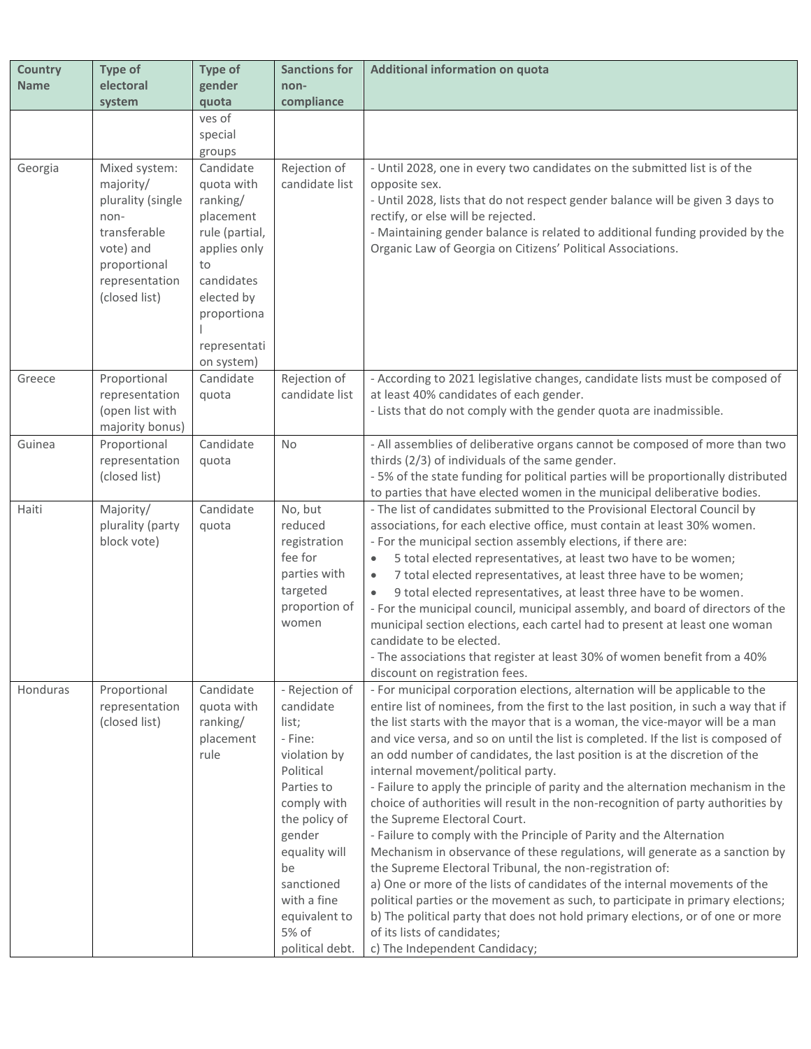| Country Name | Type of electoral system | Type of gender quota | Sanctions for non-compliance | Additional information on quota |
|---|---|---|---|---|
| | | ves of special groups | | |
| Georgia | Mixed system: majority/ plurality (single non-transferable vote) and proportional representation (closed list) | Candidate quota with ranking/ placement rule (partial, applies only to candidates elected by proportional representation system) | Rejection of candidate list | - Until 2028, one in every two candidates on the submitted list is of the opposite sex.<br>- Until 2028, lists that do not respect gender balance will be given 3 days to rectify, or else will be rejected.<br>- Maintaining gender balance is related to additional funding provided by the Organic Law of Georgia on Citizens' Political Associations. |
| Greece | Proportional representation (open list with majority bonus) | Candidate quota | Rejection of candidate list | - According to 2021 legislative changes, candidate lists must be composed of at least 40% candidates of each gender.<br>- Lists that do not comply with the gender quota are inadmissible. |
| Guinea | Proportional representation (closed list) | Candidate quota | No | - All assemblies of deliberative organs cannot be composed of more than two thirds (2/3) of individuals of the same gender.<br>- 5% of the state funding for political parties will be proportionally distributed to parties that have elected women in the municipal deliberative bodies. |
| Haiti | Majority/ plurality (party block vote) | Candidate quota | No, but reduced registration fee for parties with targeted proportion of women | - The list of candidates submitted to the Provisional Electoral Council by associations, for each elective office, must contain at least 30% women.<br>- For the municipal section assembly elections, if there are:<br>• 5 total elected representatives, at least two have to be women;<br>• 7 total elected representatives, at least three have to be women;<br>• 9 total elected representatives, at least three have to be women.<br>- For the municipal council, municipal assembly, and board of directors of the municipal section elections, each cartel had to present at least one woman candidate to be elected.<br>- The associations that register at least 30% of women benefit from a 40% discount on registration fees. |
| Honduras | Proportional representation (closed list) | Candidate quota with ranking/ placement rule | - Rejection of candidate list;<br>- Fine: violation by Political Parties to comply with the policy of gender equality will be sanctioned with a fine equivalent to 5% of political debt. | - For municipal corporation elections, alternation will be applicable to the entire list of nominees, from the first to the last position, in such a way that if the list starts with the mayor that is a woman, the vice-mayor will be a man and vice versa, and so on until the list is completed. If the list is composed of an odd number of candidates, the last position is at the discretion of the internal movement/political party.<br>- Failure to apply the principle of parity and the alternation mechanism in the choice of authorities will result in the non-recognition of party authorities by the Supreme Electoral Court.<br>- Failure to comply with the Principle of Parity and the Alternation Mechanism in observance of these regulations, will generate as a sanction by the Supreme Electoral Tribunal, the non-registration of:<br>a) One or more of the lists of candidates of the internal movements of the political parties or the movement as such, to participate in primary elections;<br>b) The political party that does not hold primary elections, or of one or more of its lists of candidates;<br>c) The Independent Candidacy; |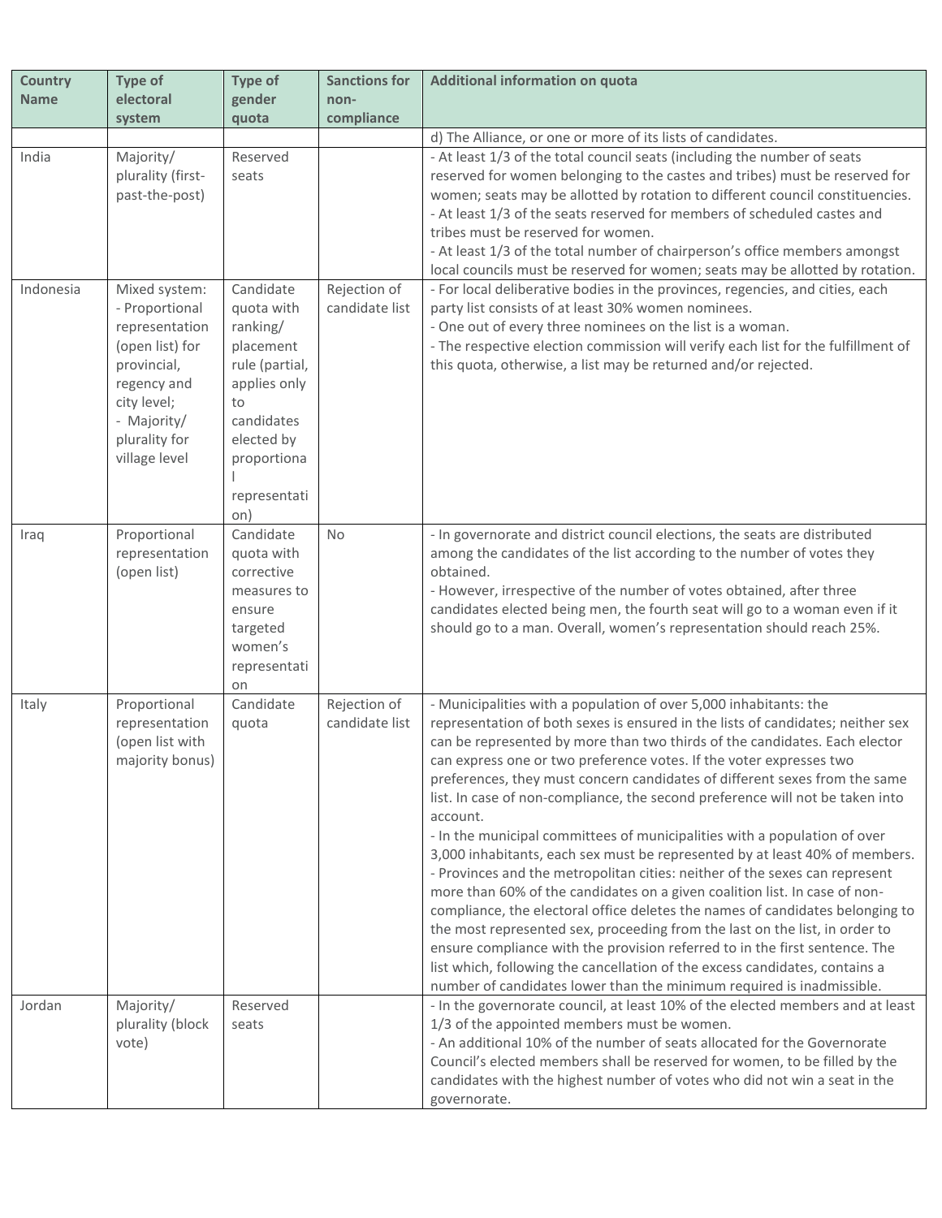| Country Name | Type of electoral system | Type of gender quota | Sanctions for non-compliance | Additional information on quota |
|---|---|---|---|---|
| | | | | d) The Alliance, or one or more of its lists of candidates. |
| India | Majority/ plurality (first-past-the-post) | Reserved seats | | - At least 1/3 of the total council seats (including the number of seats reserved for women belonging to the castes and tribes) must be reserved for women; seats may be allotted by rotation to different council constituencies.<br>- At least 1/3 of the seats reserved for members of scheduled castes and tribes must be reserved for women.<br>- At least 1/3 of the total number of chairperson's office members amongst local councils must be reserved for women; seats may be allotted by rotation. |
| Indonesia | Mixed system:<br>- Proportional representation (open list) for provincial, regency and city level;<br>- Majority/ plurality for village level | Candidate quota with ranking/ placement rule (partial, applies only to candidates elected by proportional representation) | Rejection of candidate list | - For local deliberative bodies in the provinces, regencies, and cities, each party list consists of at least 30% women nominees.<br>- One out of every three nominees on the list is a woman.<br>- The respective election commission will verify each list for the fulfillment of this quota, otherwise, a list may be returned and/or rejected. |
| Iraq | Proportional representation (open list) | Candidate quota with corrective measures to ensure targeted women's representation | No | - In governorate and district council elections, the seats are distributed among the candidates of the list according to the number of votes they obtained.<br>- However, irrespective of the number of votes obtained, after three candidates elected being men, the fourth seat will go to a woman even if it should go to a man. Overall, women's representation should reach 25%. |
| Italy | Proportional representation (open list with majority bonus) | Candidate quota | Rejection of candidate list | - Municipalities with a population of over 5,000 inhabitants: the representation of both sexes is ensured in the lists of candidates; neither sex can be represented by more than two thirds of the candidates. Each elector can express one or two preference votes. If the voter expresses two preferences, they must concern candidates of different sexes from the same list. In case of non-compliance, the second preference will not be taken into account.<br>- In the municipal committees of municipalities with a population of over 3,000 inhabitants, each sex must be represented by at least 40% of members.<br>- Provinces and the metropolitan cities: neither of the sexes can represent more than 60% of the candidates on a given coalition list. In case of non-compliance, the electoral office deletes the names of candidates belonging to the most represented sex, proceeding from the last on the list, in order to ensure compliance with the provision referred to in the first sentence. The list which, following the cancellation of the excess candidates, contains a number of candidates lower than the minimum required is inadmissible. |
| Jordan | Majority/ plurality (block vote) | Reserved seats | | - In the governorate council, at least 10% of the elected members and at least 1/3 of the appointed members must be women.<br>- An additional 10% of the number of seats allocated for the Governorate Council's elected members shall be reserved for women, to be filled by the candidates with the highest number of votes who did not win a seat in the governorate. |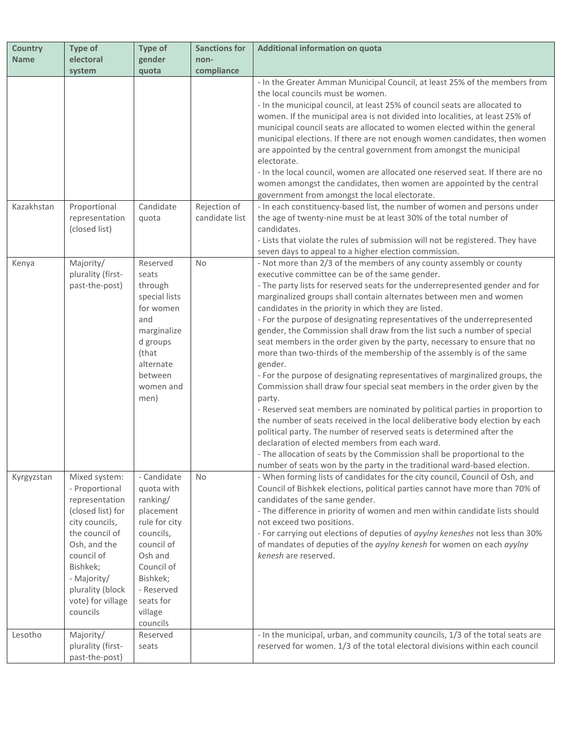| Country Name | Type of electoral system | Type of gender quota | Sanctions for non-compliance | Additional information on quota |
|---|---|---|---|---|
| | | | | - In the Greater Amman Municipal Council, at least 25% of the members from the local councils must be women.<br>- In the municipal council, at least 25% of council seats are allocated to women. If the municipal area is not divided into localities, at least 25% of municipal council seats are allocated to women elected within the general municipal elections. If there are not enough women candidates, then women are appointed by the central government from amongst the municipal electorate.<br>- In the local council, women are allocated one reserved seat. If there are no women amongst the candidates, then women are appointed by the central government from amongst the local electorate. |
| Kazakhstan | Proportional representation (closed list) | Candidate quota | Rejection of candidate list | - In each constituency-based list, the number of women and persons under the age of twenty-nine must be at least 30% of the total number of candidates.<br>- Lists that violate the rules of submission will not be registered. They have seven days to appeal to a higher election commission. |
| Kenya | Majority/ plurality (first-past-the-post) | Reserved seats through special lists for women and marginalized groups (that alternate between women and men) | No | - Not more than 2/3 of the members of any county assembly or county executive committee can be of the same gender.<br>- The party lists for reserved seats for the underrepresented gender and for marginalized groups shall contain alternates between men and women candidates in the priority in which they are listed.<br>- For the purpose of designating representatives of the underrepresented gender, the Commission shall draw from the list such a number of special seat members in the order given by the party, necessary to ensure that no more than two-thirds of the membership of the assembly is of the same gender.<br>- For the purpose of designating representatives of marginalized groups, the Commission shall draw four special seat members in the order given by the party.<br>- Reserved seat members are nominated by political parties in proportion to the number of seats received in the local deliberative body election by each political party. The number of reserved seats is determined after the declaration of elected members from each ward.<br>- The allocation of seats by the Commission shall be proportional to the number of seats won by the party in the traditional ward-based election. |
| Kyrgyzstan | Mixed system:<br>- Proportional representation (closed list) for city councils, the council of Osh, and the council of Bishkek;<br>- Majority/ plurality (block vote) for village councils | - Candidate quota with ranking/ placement rule for city councils, council of Osh and Council of Bishkek;<br>- Reserved seats for village councils | No | - When forming lists of candidates for the city council, Council of Osh, and Council of Bishkek elections, political parties cannot have more than 70% of candidates of the same gender.<br>- The difference in priority of women and men within candidate lists should not exceed two positions.<br>- For carrying out elections of deputies of *ayylny keneshes* not less than 30% of mandates of deputies of the *ayylny kenesh* for women on each *ayylny kenesh* are reserved. |
| Lesotho | Majority/ plurality (first-past-the-post) | Reserved seats | | - In the municipal, urban, and community councils, 1/3 of the total seats are reserved for women. 1/3 of the total electoral divisions within each council |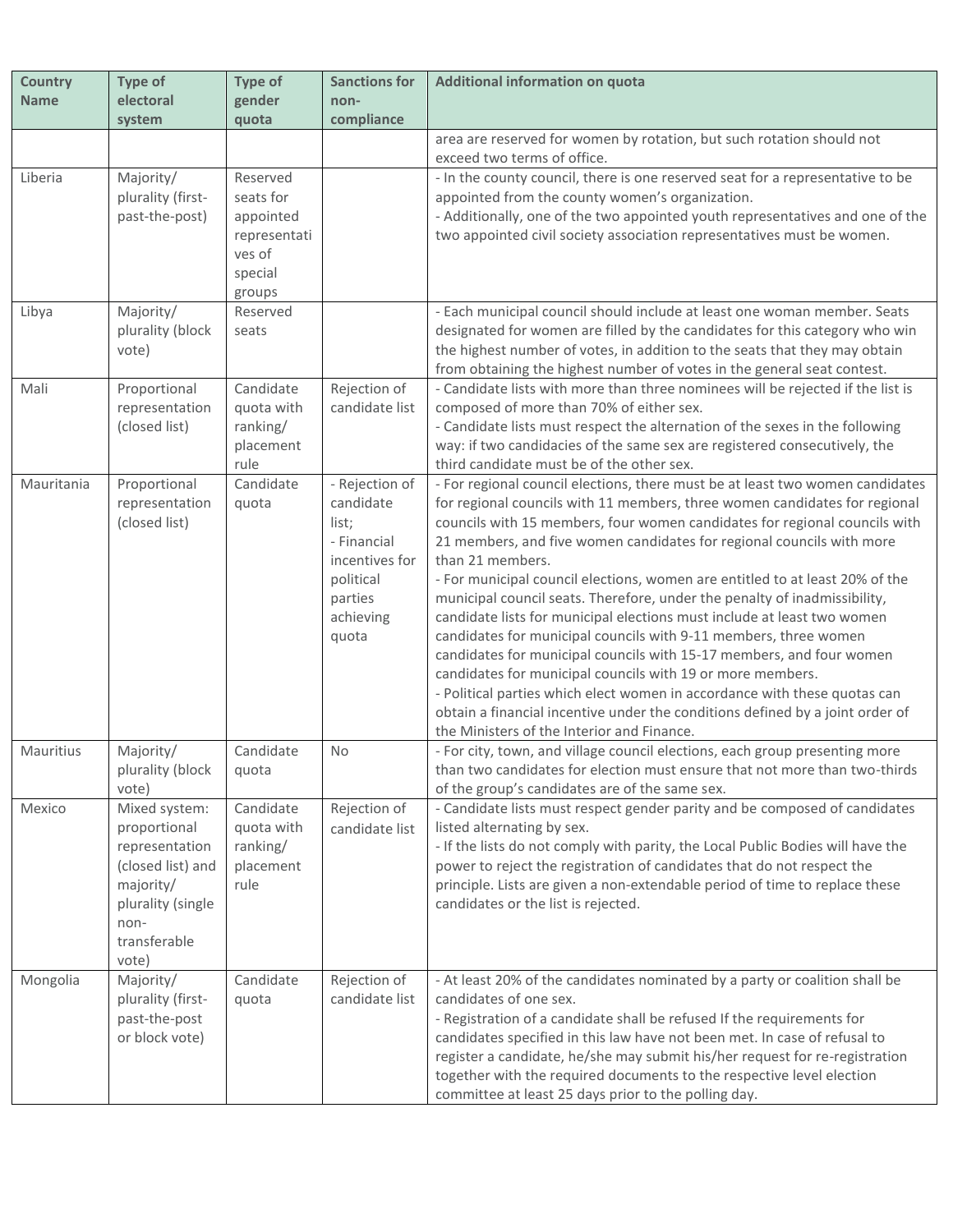| Country Name | Type of electoral system | Type of gender quota | Sanctions for non-compliance | Additional information on quota |
|---|---|---|---|---|
| | | | | area are reserved for women by rotation, but such rotation should not exceed two terms of office. |
| Liberia | Majority/ plurality (first-past-the-post) | Reserved seats for appointed representatives of special groups | | - In the county council, there is one reserved seat for a representative to be appointed from the county women's organization.<br>- Additionally, one of the two appointed youth representatives and one of the two appointed civil society association representatives must be women. |
| Libya | Majority/ plurality (block vote) | Reserved seats | | - Each municipal council should include at least one woman member. Seats designated for women are filled by the candidates for this category who win the highest number of votes, in addition to the seats that they may obtain from obtaining the highest number of votes in the general seat contest. |
| Mali | Proportional representation (closed list) | Candidate quota with ranking/ placement rule | Rejection of candidate list | - Candidate lists with more than three nominees will be rejected if the list is composed of more than 70% of either sex.<br>- Candidate lists must respect the alternation of the sexes in the following way: if two candidacies of the same sex are registered consecutively, the third candidate must be of the other sex. |
| Mauritania | Proportional representation (closed list) | Candidate quota | - Rejection of candidate list;<br>- Financial incentives for political parties achieving quota | - For regional council elections, there must be at least two women candidates for regional councils with 11 members, three women candidates for regional councils with 15 members, four women candidates for regional councils with 21 members, and five women candidates for regional councils with more than 21 members.<br>- For municipal council elections, women are entitled to at least 20% of the municipal council seats. Therefore, under the penalty of inadmissibility, candidate lists for municipal elections must include at least two women candidates for municipal councils with 9-11 members, three women candidates for municipal councils with 15-17 members, and four women candidates for municipal councils with 19 or more members.<br>- Political parties which elect women in accordance with these quotas can obtain a financial incentive under the conditions defined by a joint order of the Ministers of the Interior and Finance. |
| Mauritius | Majority/ plurality (block vote) | Candidate quota | No | - For city, town, and village council elections, each group presenting more than two candidates for election must ensure that not more than two-thirds of the group's candidates are of the same sex. |
| Mexico | Mixed system: proportional representation (closed list) and majority/ plurality (single non-transferable vote) | Candidate quota with ranking/ placement rule | Rejection of candidate list | - Candidate lists must respect gender parity and be composed of candidates listed alternating by sex.<br>- If the lists do not comply with parity, the Local Public Bodies will have the power to reject the registration of candidates that do not respect the principle. Lists are given a non-extendable period of time to replace these candidates or the list is rejected. |
| Mongolia | Majority/ plurality (first-past-the-post or block vote) | Candidate quota | Rejection of candidate list | - At least 20% of the candidates nominated by a party or coalition shall be candidates of one sex.<br>- Registration of a candidate shall be refused If the requirements for candidates specified in this law have not been met. In case of refusal to register a candidate, he/she may submit his/her request for re-registration together with the required documents to the respective level election committee at least 25 days prior to the polling day. |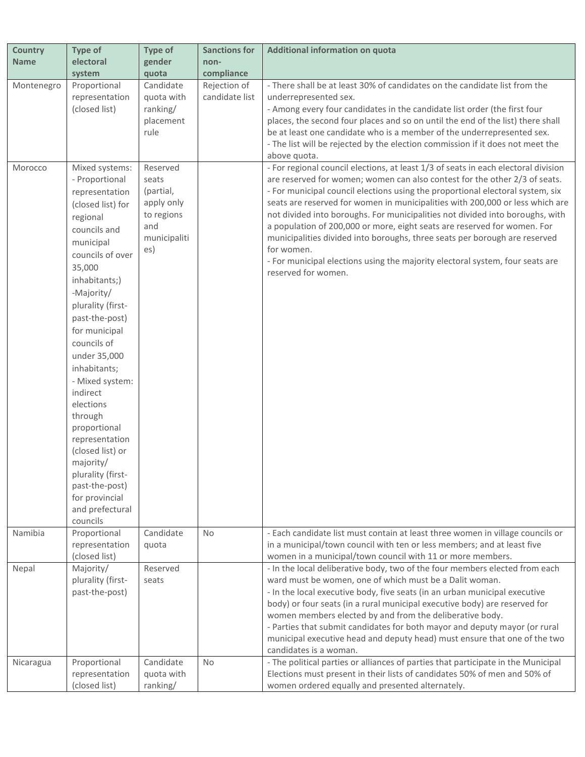| Country Name | Type of electoral system | Type of gender quota | Sanctions for non-compliance | Additional information on quota |
|---|---|---|---|---|
| Montenegro | Proportional representation (closed list) | Candidate quota with ranking/ placement rule | Rejection of candidate list | - There shall be at least 30% of candidates on the candidate list from the underrepresented sex.<br>- Among every four candidates in the candidate list order (the first four places, the second four places and so on until the end of the list) there shall be at least one candidate who is a member of the underrepresented sex.<br>- The list will be rejected by the election commission if it does not meet the above quota. |
| Morocco | Mixed systems:<br>- Proportional representation (closed list) for regional councils and municipal councils of over 35,000 inhabitants;)<br>-Majority/ plurality (first-past-the-post) for municipal councils of under 35,000 inhabitants;<br>- Mixed system: indirect elections through proportional representation (closed list) or majority/ plurality (first-past-the-post) for provincial and prefectural councils | Reserved seats (partial, apply only to regions and municipalities) | | - For regional council elections, at least 1/3 of seats in each electoral division are reserved for women; women can also contest for the other 2/3 of seats.<br>- For municipal council elections using the proportional electoral system, six seats are reserved for women in municipalities with 200,000 or less which are not divided into boroughs. For municipalities not divided into boroughs, with a population of 200,000 or more, eight seats are reserved for women. For municipalities divided into boroughs, three seats per borough are reserved for women.<br>- For municipal elections using the majority electoral system, four seats are reserved for women. |
| Namibia | Proportional representation (closed list) | Candidate quota | No | - Each candidate list must contain at least three women in village councils or in a municipal/town council with ten or less members; and at least five women in a municipal/town council with 11 or more members. |
| Nepal | Majority/ plurality (first-past-the-post) | Reserved seats | | - In the local deliberative body, two of the four members elected from each ward must be women, one of which must be a Dalit woman.<br>- In the local executive body, five seats (in an urban municipal executive body) or four seats (in a rural municipal executive body) are reserved for women members elected by and from the deliberative body.<br>- Parties that submit candidates for both mayor and deputy mayor (or rural municipal executive head and deputy head) must ensure that one of the two candidates is a woman. |
| Nicaragua | Proportional representation (closed list) | Candidate quota with ranking/ | No | - The political parties or alliances of parties that participate in the Municipal Elections must present in their lists of candidates 50% of men and 50% of women ordered equally and presented alternately. |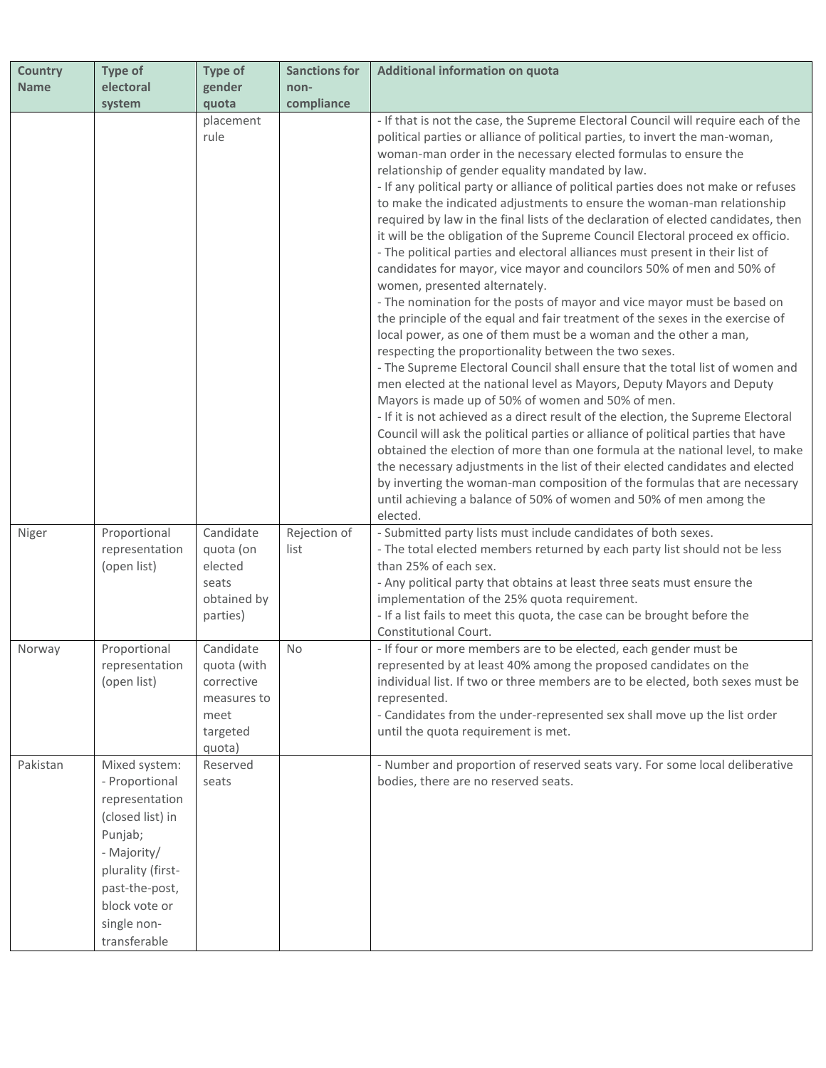| Country Name | Type of electoral system | Type of gender quota | Sanctions for non-compliance | Additional information on quota |
|---|---|---|---|---|
| | | placement rule | | - If that is not the case, the Supreme Electoral Council will require each of the political parties or alliance of political parties, to invert the man-woman, woman-man order in the necessary elected formulas to ensure the relationship of gender equality mandated by law.<br>- If any political party or alliance of political parties does not make or refuses to make the indicated adjustments to ensure the woman-man relationship required by law in the final lists of the declaration of elected candidates, then it will be the obligation of the Supreme Council Electoral proceed ex officio.<br>- The political parties and electoral alliances must present in their list of candidates for mayor, vice mayor and councilors 50% of men and 50% of women, presented alternately.<br>- The nomination for the posts of mayor and vice mayor must be based on the principle of the equal and fair treatment of the sexes in the exercise of local power, as one of them must be a woman and the other a man, respecting the proportionality between the two sexes.<br>- The Supreme Electoral Council shall ensure that the total list of women and men elected at the national level as Mayors, Deputy Mayors and Deputy Mayors is made up of 50% of women and 50% of men.<br>- If it is not achieved as a direct result of the election, the Supreme Electoral Council will ask the political parties or alliance of political parties that have obtained the election of more than one formula at the national level, to make the necessary adjustments in the list of their elected candidates and elected by inverting the woman-man composition of the formulas that are necessary until achieving a balance of 50% of women and 50% of men among the elected. |
| Niger | Proportional representation (open list) | Candidate quota (on elected seats obtained by parties) | Rejection of list | - Submitted party lists must include candidates of both sexes.<br>- The total elected members returned by each party list should not be less than 25% of each sex.<br>- Any political party that obtains at least three seats must ensure the implementation of the 25% quota requirement.<br>- If a list fails to meet this quota, the case can be brought before the Constitutional Court. |
| Norway | Proportional representation (open list) | Candidate quota (with corrective measures to meet targeted quota) | No | - If four or more members are to be elected, each gender must be represented by at least 40% among the proposed candidates on the individual list. If two or three members are to be elected, both sexes must be represented.<br>- Candidates from the under-represented sex shall move up the list order until the quota requirement is met. |
| Pakistan | Mixed system:<br>- Proportional representation (closed list) in Punjab;<br>- Majority/ plurality (first-past-the-post, block vote or single non-transferable | Reserved seats | | - Number and proportion of reserved seats vary. For some local deliberative bodies, there are no reserved seats. |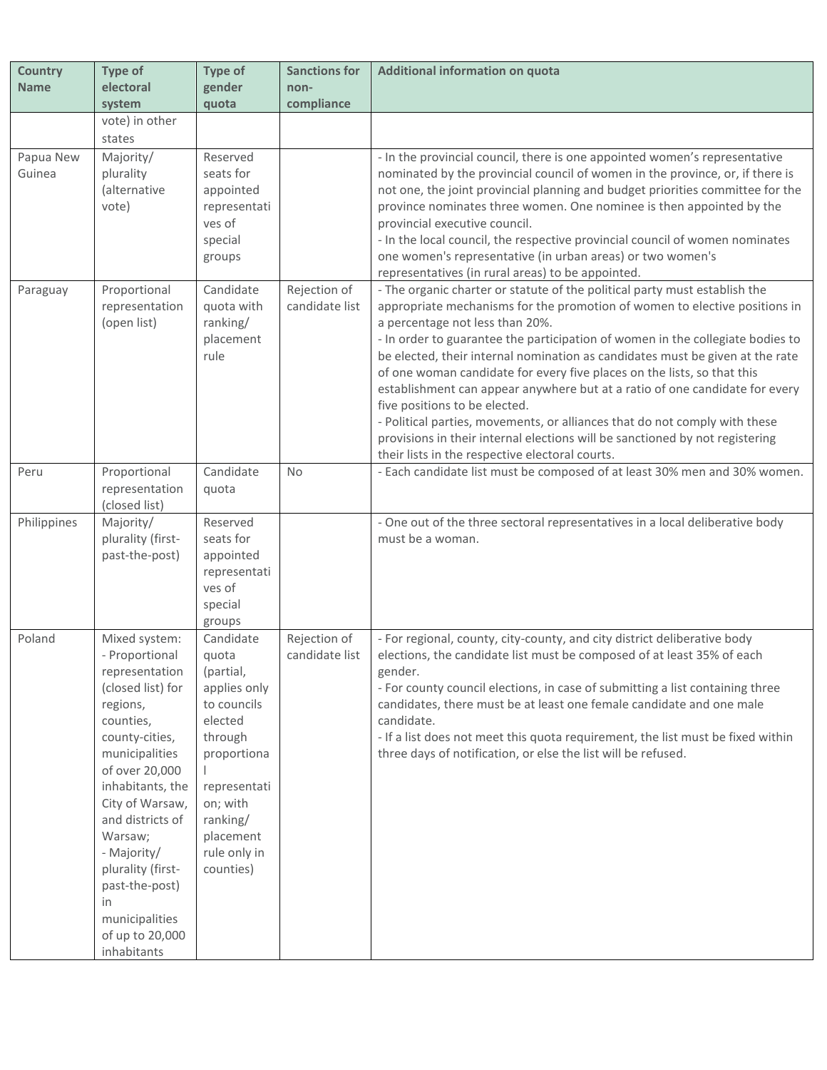| Country Name | Type of electoral system | Type of gender quota | Sanctions for non-compliance | Additional information on quota |
|---|---|---|---|---|
| | vote) in other states | | | |
| Papua New Guinea | Majority/ plurality (alternative vote) | Reserved seats for appointed representatives of special groups | | - In the provincial council, there is one appointed women's representative nominated by the provincial council of women in the province, or, if there is not one, the joint provincial planning and budget priorities committee for the province nominates three women. One nominee is then appointed by the provincial executive council.<br>- In the local council, the respective provincial council of women nominates one women's representative (in urban areas) or two women's representatives (in rural areas) to be appointed. |
| Paraguay | Proportional representation (open list) | Candidate quota with ranking/ placement rule | Rejection of candidate list | - The organic charter or statute of the political party must establish the appropriate mechanisms for the promotion of women to elective positions in a percentage not less than 20%.<br>- In order to guarantee the participation of women in the collegiate bodies to be elected, their internal nomination as candidates must be given at the rate of one woman candidate for every five places on the lists, so that this establishment can appear anywhere but at a ratio of one candidate for every five positions to be elected.<br>- Political parties, movements, or alliances that do not comply with these provisions in their internal elections will be sanctioned by not registering their lists in the respective electoral courts. |
| Peru | Proportional representation (closed list) | Candidate quota | No | - Each candidate list must be composed of at least 30% men and 30% women. |
| Philippines | Majority/ plurality (first-past-the-post) | Reserved seats for appointed representatives of special groups | | - One out of the three sectoral representatives in a local deliberative body must be a woman. |
| Poland | Mixed system:<br>- Proportional representation (closed list) for regions, counties, county-cities, municipalities of over 20,000 inhabitants, the City of Warsaw, and districts of Warsaw;<br>- Majority/ plurality (first-past-the-post) in municipalities of up to 20,000 inhabitants | Candidate quota (partial, applies only to councils elected through proportional representation; with ranking/ placement rule only in counties) | Rejection of candidate list | - For regional, county, city-county, and city district deliberative body elections, the candidate list must be composed of at least 35% of each gender.<br>- For county council elections, in case of submitting a list containing three candidates, there must be at least one female candidate and one male candidate.<br>- If a list does not meet this quota requirement, the list must be fixed within three days of notification, or else the list will be refused. |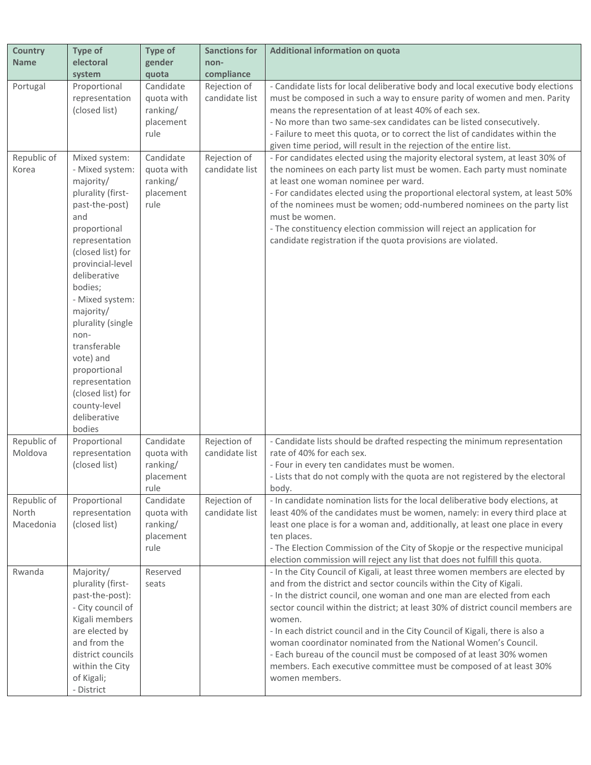| Country Name | Type of electoral system | Type of gender quota | Sanctions for non-compliance | Additional information on quota |
|---|---|---|---|---|
| Portugal | Proportional representation (closed list) | Candidate quota with ranking/ placement rule | Rejection of candidate list | - Candidate lists for local deliberative body and local executive body elections must be composed in such a way to ensure parity of women and men. Parity means the representation of at least 40% of each sex.<br>- No more than two same-sex candidates can be listed consecutively.<br>- Failure to meet this quota, or to correct the list of candidates within the given time period, will result in the rejection of the entire list. |
| Republic of Korea | Mixed system:<br>- Mixed system: majority/ plurality (first-past-the-post) and proportional representation (closed list) for provincial-level deliberative bodies;<br>- Mixed system: majority/ plurality (single non-transferable vote) and proportional representation (closed list) for county-level deliberative bodies | Candidate quota with ranking/ placement rule | Rejection of candidate list | - For candidates elected using the majority electoral system, at least 30% of the nominees on each party list must be women. Each party must nominate at least one woman nominee per ward.<br>- For candidates elected using the proportional electoral system, at least 50% of the nominees must be women; odd-numbered nominees on the party list must be women.<br>- The constituency election commission will reject an application for candidate registration if the quota provisions are violated. |
| Republic of Moldova | Proportional representation (closed list) | Candidate quota with ranking/ placement rule | Rejection of candidate list | - Candidate lists should be drafted respecting the minimum representation rate of 40% for each sex.<br>- Four in every ten candidates must be women.<br>- Lists that do not comply with the quota are not registered by the electoral body. |
| Republic of North Macedonia | Proportional representation (closed list) | Candidate quota with ranking/ placement rule | Rejection of candidate list | - In candidate nomination lists for the local deliberative body elections, at least 40% of the candidates must be women, namely: in every third place at least one place is for a woman and, additionally, at least one place in every ten places.<br>- The Election Commission of the City of Skopje or the respective municipal election commission will reject any list that does not fulfill this quota. |
| Rwanda | Majority/ plurality (first-past-the-post):<br>- City council of Kigali members are elected by and from the district councils within the City of Kigali;<br>- District | Reserved seats | | - In the City Council of Kigali, at least three women members are elected by and from the district and sector councils within the City of Kigali.<br>- In the district council, one woman and one man are elected from each sector council within the district; at least 30% of district council members are women.<br>- In each district council and in the City Council of Kigali, there is also a woman coordinator nominated from the National Women's Council.<br>- Each bureau of the council must be composed of at least 30% women members. Each executive committee must be composed of at least 30% women members. |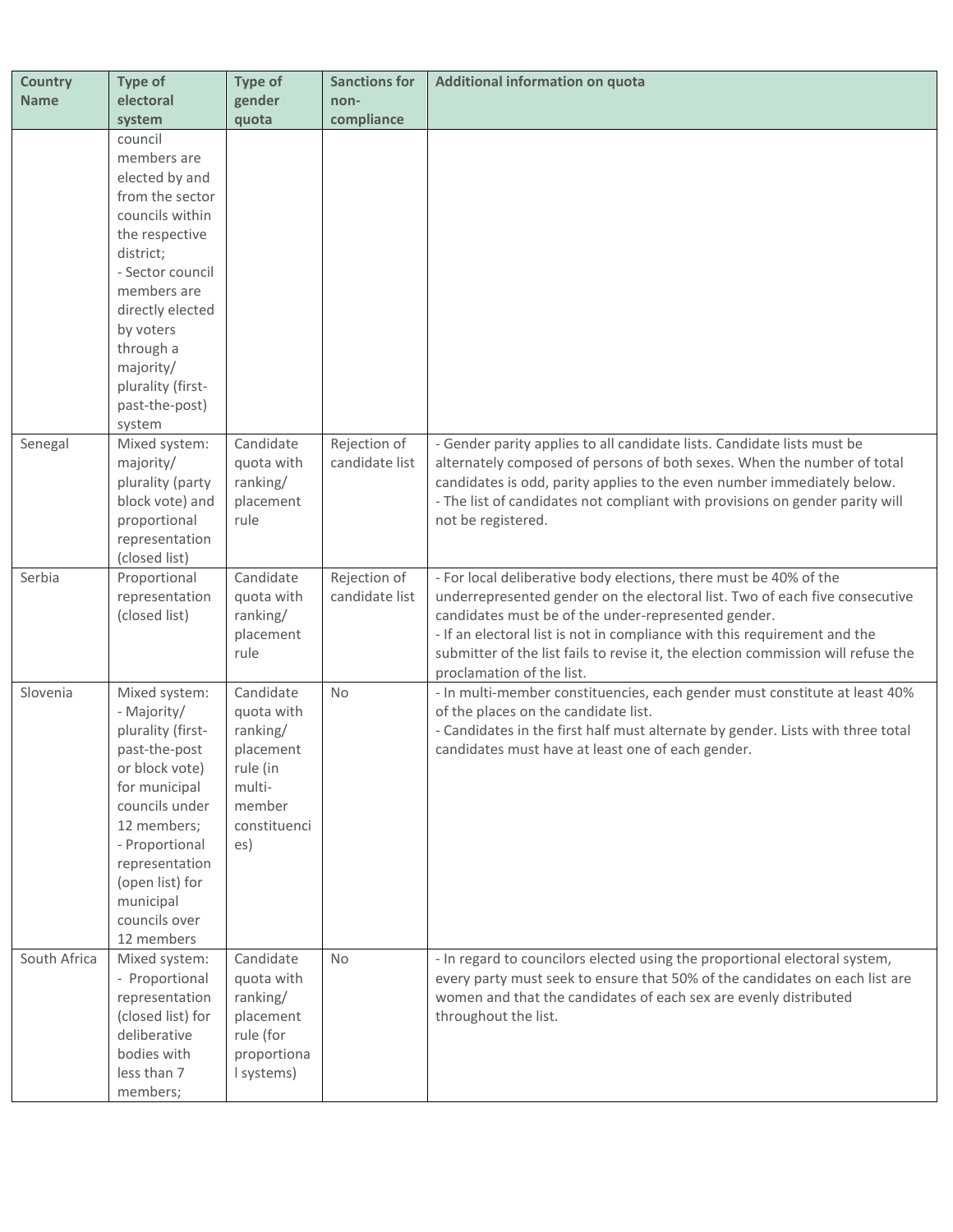| Country Name | Type of electoral system | Type of gender quota | Sanctions for non-compliance | Additional information on quota |
|---|---|---|---|---|
| | council members are elected by and from the sector councils within the respective district;<br>- Sector council members are directly elected by voters through a majority/ plurality (first-past-the-post) system | | | |
| Senegal | Mixed system: majority/ plurality (party block vote) and proportional representation (closed list) | Candidate quota with ranking/ placement rule | Rejection of candidate list | - Gender parity applies to all candidate lists. Candidate lists must be alternately composed of persons of both sexes. When the number of total candidates is odd, parity applies to the even number immediately below.<br>- The list of candidates not compliant with provisions on gender parity will not be registered. |
| Serbia | Proportional representation (closed list) | Candidate quota with ranking/ placement rule | Rejection of candidate list | - For local deliberative body elections, there must be 40% of the underrepresented gender on the electoral list. Two of each five consecutive candidates must be of the under-represented gender.<br>- If an electoral list is not in compliance with this requirement and the submitter of the list fails to revise it, the election commission will refuse the proclamation of the list. |
| Slovenia | Mixed system:<br>- Majority/ plurality (first-past-the-post or block vote) for municipal councils under 12 members;<br>- Proportional representation (open list) for municipal councils over 12 members | Candidate quota with ranking/ placement rule (in multi-member constituencies) | No | - In multi-member constituencies, each gender must constitute at least 40% of the places on the candidate list.<br>- Candidates in the first half must alternate by gender. Lists with three total candidates must have at least one of each gender. |
| South Africa | Mixed system:<br>- Proportional representation (closed list) for deliberative bodies with less than 7 members; | Candidate quota with ranking/ placement rule (for proportional systems) | No | - In regard to councilors elected using the proportional electoral system, every party must seek to ensure that 50% of the candidates on each list are women and that the candidates of each sex are evenly distributed throughout the list. |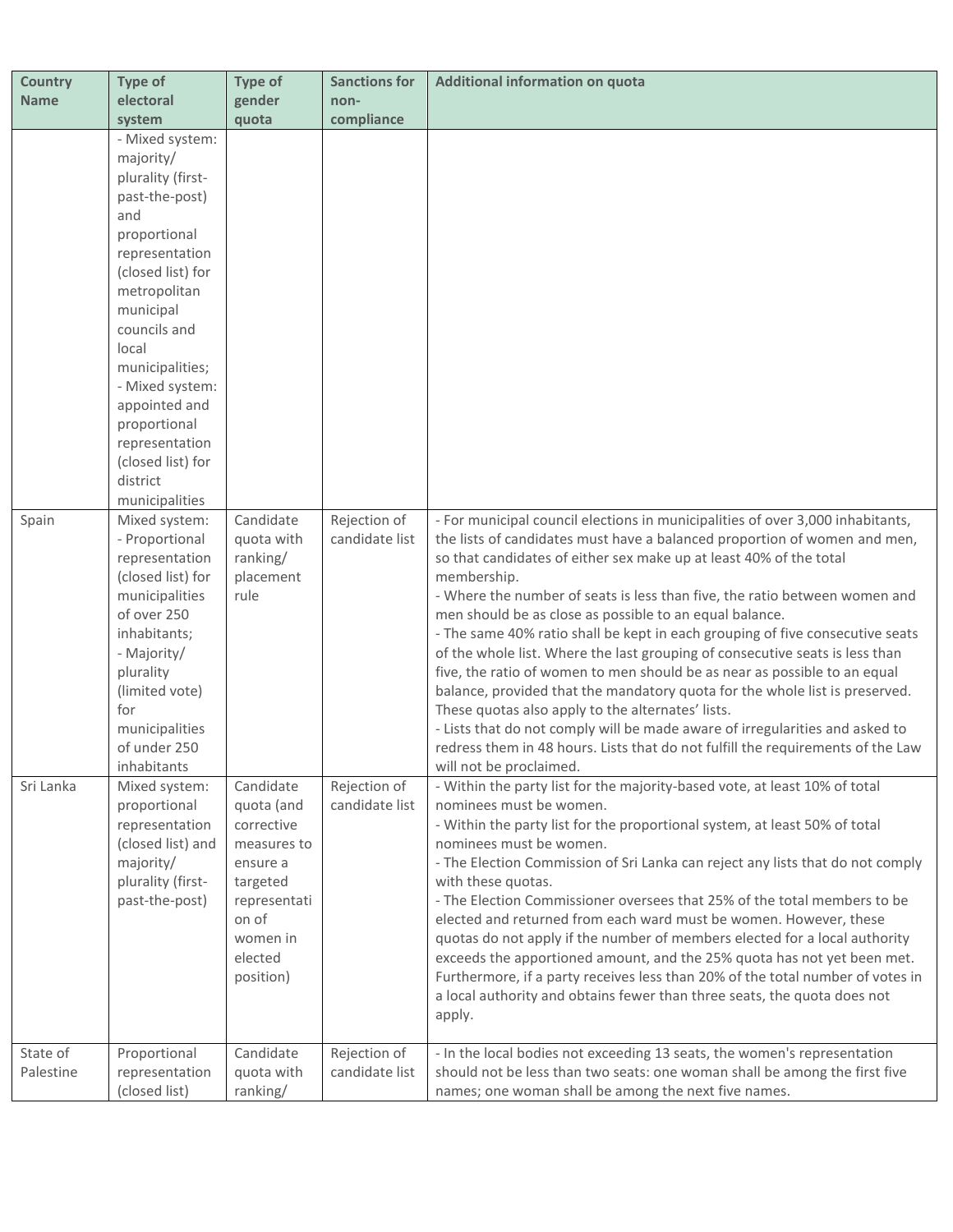| Country Name | Type of electoral system | Type of gender quota | Sanctions for non-compliance | Additional information on quota |
|---|---|---|---|---|
| | - Mixed system: majority/ plurality (first-past-the-post) and proportional representation (closed list) for metropolitan municipal councils and local municipalities;<br>- Mixed system: appointed and proportional representation (closed list) for district municipalities | | | |
| Spain | Mixed system:<br>- Proportional representation (closed list) for municipalities of over 250 inhabitants;<br>- Majority/ plurality (limited vote) for municipalities of under 250 inhabitants | Candidate quota with ranking/ placement rule | Rejection of candidate list | - For municipal council elections in municipalities of over 3,000 inhabitants, the lists of candidates must have a balanced proportion of women and men, so that candidates of either sex make up at least 40% of the total membership.<br>- Where the number of seats is less than five, the ratio between women and men should be as close as possible to an equal balance.<br>- The same 40% ratio shall be kept in each grouping of five consecutive seats of the whole list. Where the last grouping of consecutive seats is less than five, the ratio of women to men should be as near as possible to an equal balance, provided that the mandatory quota for the whole list is preserved. These quotas also apply to the alternates' lists.<br>- Lists that do not comply will be made aware of irregularities and asked to redress them in 48 hours. Lists that do not fulfill the requirements of the Law will not be proclaimed. |
| Sri Lanka | Mixed system: proportional representation (closed list) and majority/ plurality (first-past-the-post) | Candidate quota (and corrective measures to ensure a targeted representation of women in elected position) | Rejection of candidate list | - Within the party list for the majority-based vote, at least 10% of total nominees must be women.<br>- Within the party list for the proportional system, at least 50% of total nominees must be women.<br>- The Election Commission of Sri Lanka can reject any lists that do not comply with these quotas.<br>- The Election Commissioner oversees that 25% of the total members to be elected and returned from each ward must be women. However, these quotas do not apply if the number of members elected for a local authority exceeds the apportioned amount, and the 25% quota has not yet been met. Furthermore, if a party receives less than 20% of the total number of votes in a local authority and obtains fewer than three seats, the quota does not apply. |
| State of Palestine | Proportional representation (closed list) | Candidate quota with ranking/ | Rejection of candidate list | - In the local bodies not exceeding 13 seats, the women's representation should not be less than two seats: one woman shall be among the first five names; one woman shall be among the next five names. |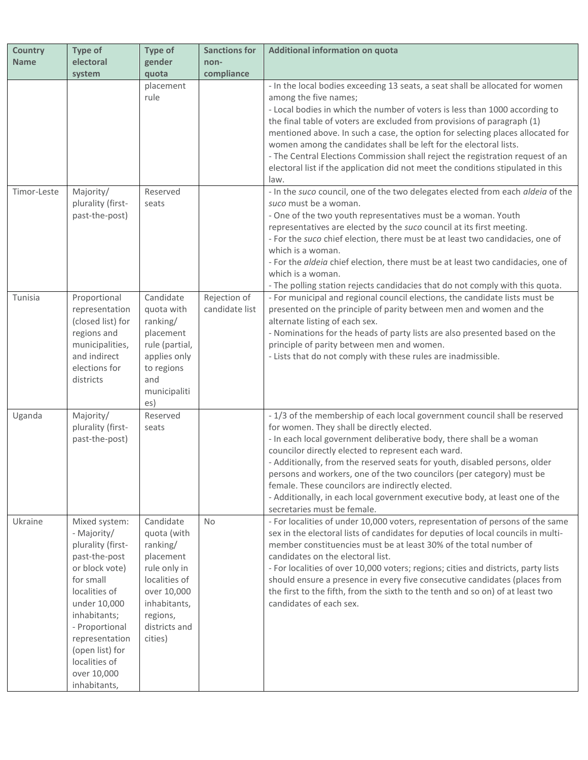| Country Name | Type of electoral system | Type of gender quota | Sanctions for non-compliance | Additional information on quota |
|---|---|---|---|---|
| | | placement rule | | - In the local bodies exceeding 13 seats, a seat shall be allocated for women among the five names;<br>- Local bodies in which the number of voters is less than 1000 according to the final table of voters are excluded from provisions of paragraph (1) mentioned above. In such a case, the option for selecting places allocated for women among the candidates shall be left for the electoral lists.<br>- The Central Elections Commission shall reject the registration request of an electoral list if the application did not meet the conditions stipulated in this law. |
| Timor-Leste | Majority/ plurality (first-past-the-post) | Reserved seats | | - In the *suco* council, one of the two delegates elected from each *aldeia* of the *suco* must be a woman.<br>- One of the two youth representatives must be a woman. Youth representatives are elected by the *suco* council at its first meeting.<br>- For the *suco* chief election, there must be at least two candidacies, one of which is a woman.<br>- For the *aldeia* chief election, there must be at least two candidacies, one of which is a woman.<br>- The polling station rejects candidacies that do not comply with this quota. |
| Tunisia | Proportional representation (closed list) for regions and municipalities, and indirect elections for districts | Candidate quota with ranking/ placement rule (partial, applies only to regions and municipalities) | Rejection of candidate list | - For municipal and regional council elections, the candidate lists must be presented on the principle of parity between men and women and the alternate listing of each sex.<br>- Nominations for the heads of party lists are also presented based on the principle of parity between men and women.<br>- Lists that do not comply with these rules are inadmissible. |
| Uganda | Majority/ plurality (first-past-the-post) | Reserved seats | | - 1/3 of the membership of each local government council shall be reserved for women. They shall be directly elected.<br>- In each local government deliberative body, there shall be a woman councilor directly elected to represent each ward.<br>- Additionally, from the reserved seats for youth, disabled persons, older persons and workers, one of the two councilors (per category) must be female. These councilors are indirectly elected.<br>- Additionally, in each local government executive body, at least one of the secretaries must be female. |
| Ukraine | Mixed system:<br>- Majority/ plurality (first-past-the-post or block vote) for small localities of under 10,000 inhabitants;<br>- Proportional representation (open list) for localities of over 10,000 inhabitants, | Candidate quota (with ranking/ placement rule only in localities of over 10,000 inhabitants, regions, districts and cities) | No | - For localities of under 10,000 voters, representation of persons of the same sex in the electoral lists of candidates for deputies of local councils in multi-member constituencies must be at least 30% of the total number of candidates on the electoral list.<br>- For localities of over 10,000 voters; regions; cities and districts, party lists should ensure a presence in every five consecutive candidates (places from the first to the fifth, from the sixth to the tenth and so on) of at least two candidates of each sex. |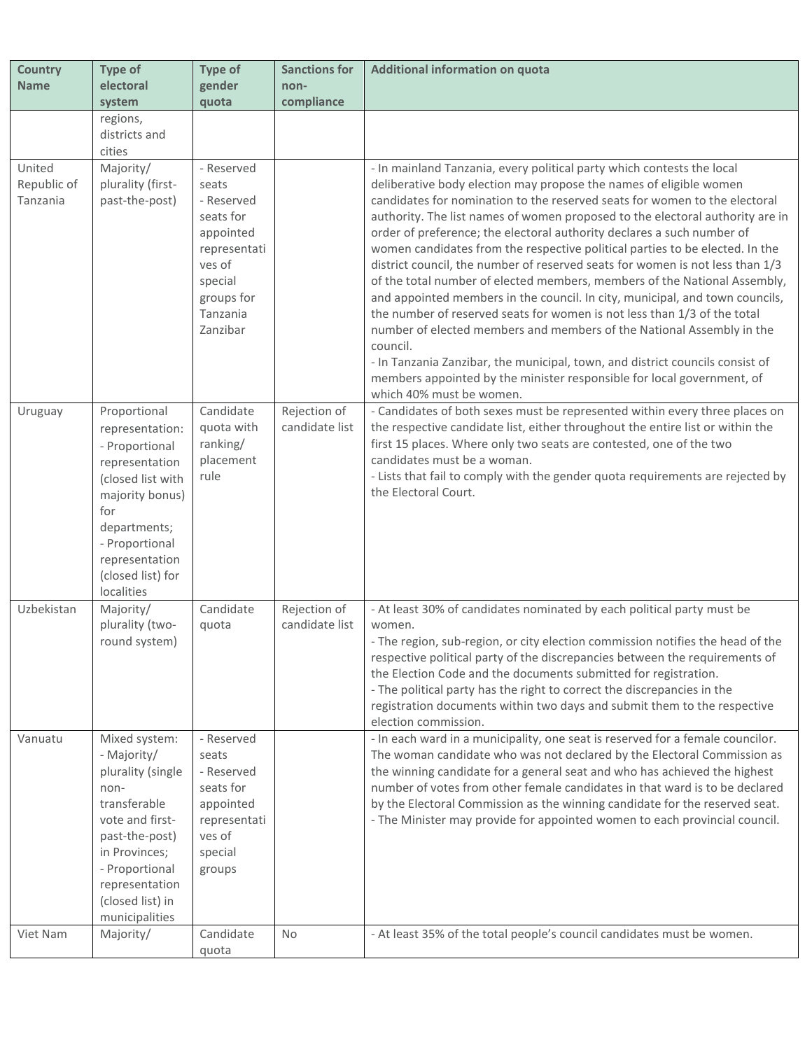| Country Name | Type of electoral system | Type of gender quota | Sanctions for non-compliance | Additional information on quota |
| --- | --- | --- | --- | --- |
| | regions, districts and cities | | | |
| United Republic of Tanzania | Majority/ plurality (first-past-the-post) | - Reserved seats<br>- Reserved seats for appointed representatives of special groups for Tanzania Zanzibar | | - In mainland Tanzania, every political party which contests the local deliberative body election may propose the names of eligible women candidates for nomination to the reserved seats for women to the electoral authority. The list names of women proposed to the electoral authority are in order of preference; the electoral authority declares a such number of women candidates from the respective political parties to be elected. In the district council, the number of reserved seats for women is not less than 1/3 of the total number of elected members, members of the National Assembly, and appointed members in the council. In city, municipal, and town councils, the number of reserved seats for women is not less than 1/3 of the total number of elected members and members of the National Assembly in the council.<br>- In Tanzania Zanzibar, the municipal, town, and district councils consist of members appointed by the minister responsible for local government, of which 40% must be women. |
| Uruguay | Proportional representation:<br>- Proportional representation (closed list with majority bonus) for departments;<br>- Proportional representation (closed list) for localities | Candidate quota with ranking/ placement rule | Rejection of candidate list | - Candidates of both sexes must be represented within every three places on the respective candidate list, either throughout the entire list or within the first 15 places. Where only two seats are contested, one of the two candidates must be a woman.<br>- Lists that fail to comply with the gender quota requirements are rejected by the Electoral Court. |
| Uzbekistan | Majority/ plurality (two-round system) | Candidate quota | Rejection of candidate list | - At least 30% of candidates nominated by each political party must be women.<br>- The region, sub-region, or city election commission notifies the head of the respective political party of the discrepancies between the requirements of the Election Code and the documents submitted for registration.<br>- The political party has the right to correct the discrepancies in the registration documents within two days and submit them to the respective election commission. |
| Vanuatu | Mixed system:<br>- Majority/ plurality (single non-transferable vote and first-past-the-post) in Provinces;<br>- Proportional representation (closed list) in municipalities | - Reserved seats<br>- Reserved seats for appointed representatives of special groups | | - In each ward in a municipality, one seat is reserved for a female councilor. The woman candidate who was not declared by the Electoral Commission as the winning candidate for a general seat and who has achieved the highest number of votes from other female candidates in that ward is to be declared by the Electoral Commission as the winning candidate for the reserved seat.<br>- The Minister may provide for appointed women to each provincial council. |
| Viet Nam | Majority/ | Candidate quota | No | - At least 35% of the total people's council candidates must be women. |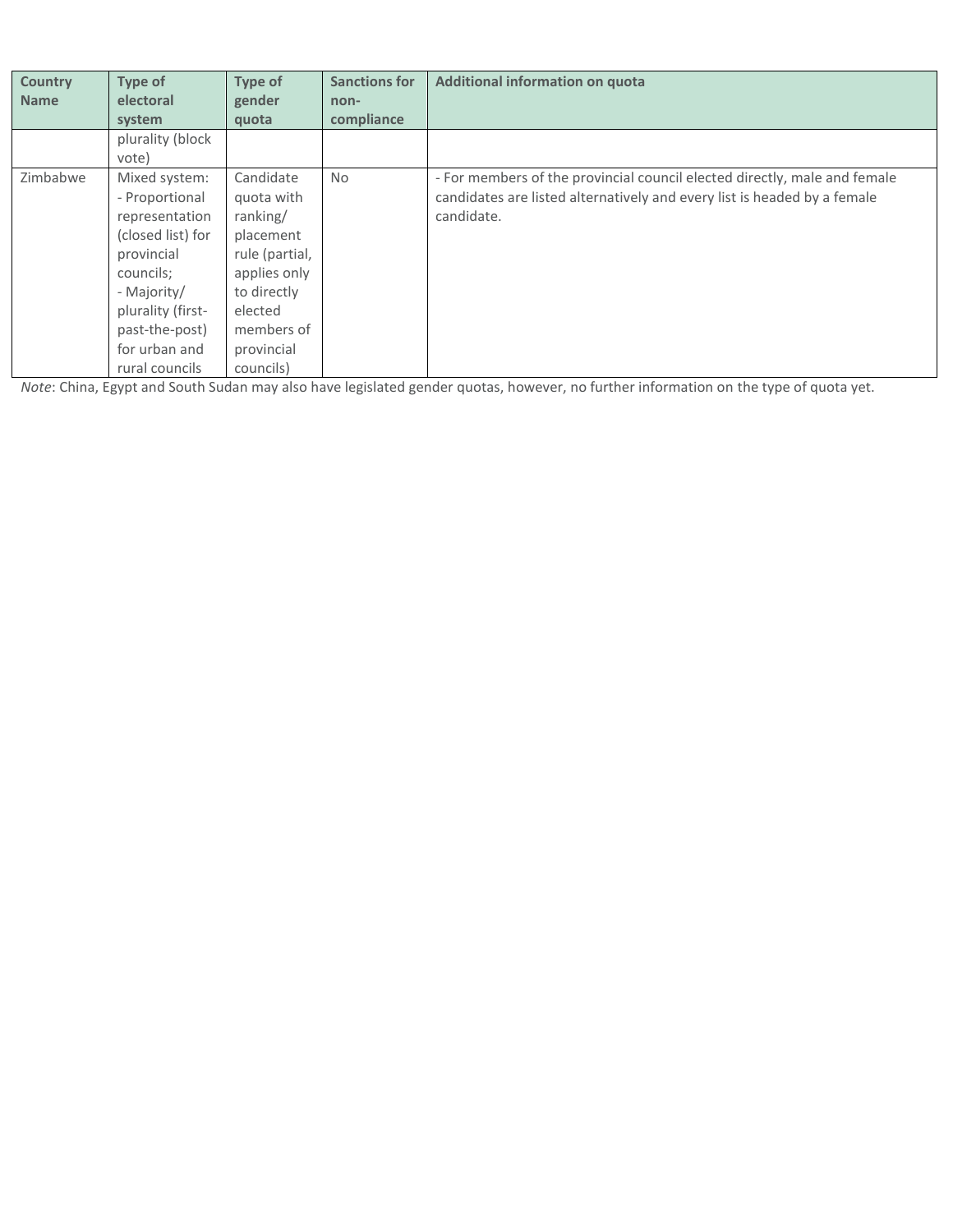| Country Name | Type of electoral system | Type of gender quota | Sanctions for non-compliance | Additional information on quota |
|---|---|---|---|---|
| | plurality (block vote) | | | |
| Zimbabwe | Mixed system:<br>- Proportional representation (closed list) for provincial councils;<br>- Majority/ plurality (first-past-the-post) for urban and rural councils | Candidate quota with ranking/ placement rule (partial, applies only to directly elected members of provincial councils) | No | - For members of the provincial council elected directly, male and female candidates are listed alternatively and every list is headed by a female candidate. |

*Note*: China, Egypt and South Sudan may also have legislated gender quotas, however, no further information on the type of quota yet.